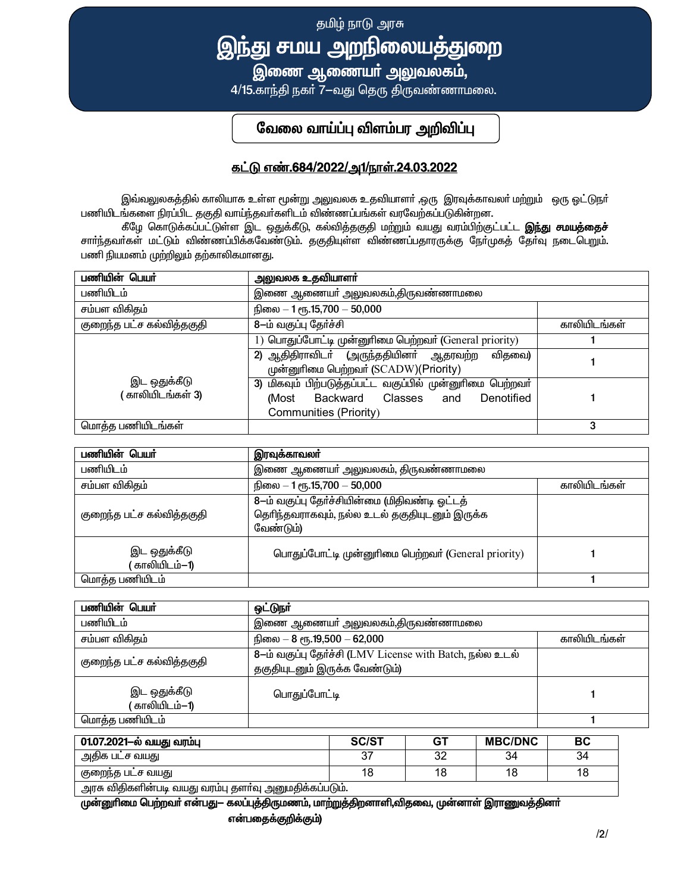தமிழ் நாடு அரசு

# இந்து சமய அறநிலையத்துறை

## இணை ஆணையர் அலுவலகம்,

4/15.காந்தி நகர் 7–வது தெரு திருவண்ணாமலை.

## வேலை வாய்ப்பு விளம்பர அறிவிப்பு

**கட்டு எண்.684/2022/அ1/நாள்.24.03.2022**

இவ்வலுலகத்தில் காலியாக உள்ள மூன்று அலுவலக உதவியாளர் ,ஒரு இரவுக்காவலர் மற்றும் ஒரு ஓட்டுநர் பணியிடங்களை நிரப்பிட தகுதி வாய்ந்தவர்களிடம் விண்ணப்பங்கள் வரவேற்கப்படுகின்றன.

கீழே கொடுக்கப்பட்டுள்ள இட ஒதுக்கீடு, கல்வித்தகுதி மற்றும் வயது வரம்பிற்குட்பட்ட **இந்து சமயத்தைச்** சார்ந்தவர்கள் மட்டும் விண்ணப்பிக்கவேண்டும். தகுதியுள்ள விண்ணப்பதாரருக்கு நேர்முகத் தேர்வு நடைபெறும். பணி நியமனம் முற்றிலும் தற்காலிகமானது.

| பணியின் பெயர் | அலுவலக உதவியாளர் | |
|---|---|---|
| பணியிடம் | இணை ஆணையர் அலுவலகம்,திருவண்ணாமலை | |
| சம்பள விகிதம் | நிலை – 1 ரூ.15,700 – 50,000 | |
| குறைந்த பட்ச கல்வித்தகுதி | 8–ம் வகுப்பு தேர்ச்சி | காலியிடங்கள் |
| இட ஒதுக்கீடு ( காலியிடங்கள் 3) | 1) பொதுப்போட்டி முன்னுரிமை பெற்றவர் (General priority) | 1 |
| | 2) ஆதிதிராவிடர் (அருந்ததியினர் ஆதரவற்ற விதவை) முன்னுரிமை பெற்றவர் (SCADW)(Priority) | 1 |
| | 3) மிகவும் பிற்படுத்தப்பட்ட வகுப்பில் முன்னுரிமை பெற்றவர் (Most Backward Classes and Denotified Communities (Priority) | 1 |
| மொத்த பணியிடங்கள் | | 3 |

| பணியின் பெயர் | இரவுக்காவலர் | |
|---|---|---|
| பணியிடம் | இணை ஆணையர் அலுவலகம், திருவண்ணாமலை | |
| சம்பள விகிதம் | நிலை – 1 ரூ.15,700 – 50,000 | காலியிடங்கள் |
| குறைந்த பட்ச கல்வித்தகுதி | 8–ம் வகுப்பு தேர்ச்சியின்மை (மிதிவண்டி ஓட்டத் தெரிந்தவராகவும், நல்ல உடல் தகுதியுடனும் இருக்க வேண்டும்) | |
| இட ஒதுக்கீடு ( காலியிடம்–1) | பொதுப்போட்டி முன்னுரிமை பெற்றவர் (General priority) | 1 |
| மொத்த பணியிடம் | | 1 |

| பணியின் பெயர் | ஓட்டுநர் | |
|---|---|---|
| பணியிடம் | இணை ஆணையர் அலுவலகம்,திருவண்ணாமலை | |
| சம்பள விகிதம் | நிலை – 8 ரூ.19,500 – 62,000 | காலியிடங்கள் |
| குறைந்த பட்ச கல்வித்தகுதி | 8–ம் வகுப்பு தேர்ச்சி (LMV License with Batch, நல்ல உடல் தகுதியுடனும் இருக்க வேண்டும்) | |
| இட ஒதுக்கீடு ( காலியிடம்–1) | பொதுப்போட்டி | 1 |
| மொத்த பணியிடம் | | 1 |

| 01.07.2021–ல் வயது வரம்பு | SC/ST | GT | MBC/DNC | BC |
|---|---|---|---|---|
| அதிக பட்ச வயது | 37 | 32 | 34 | 34 |
| குறைந்த பட்ச வயது | 18 | 18 | 18 | 18 |
| அரசு விதிகளின்படி வயது வரம்பு தளர்வு அனுமதிக்கப்படும். | | | | |

**முன்னுரிமை பெற்றவர் என்பது– கலப்புத்திருமணம், மாற்றுத்திறனாளி,விதவை, முன்னாள் இராணுவத்தினர் என்பதைக்குறிக்கும்)**

/2/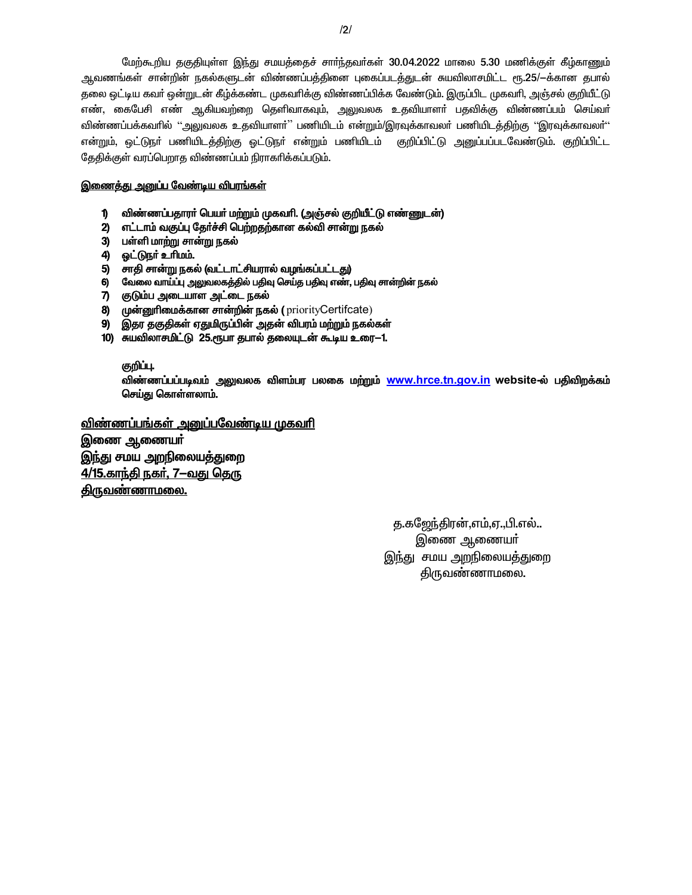மேற்கூறிய தகுதியுள்ள இந்து சமயத்தைச் சார்ந்தவர்கள் 30.04.2022 மாலை 5.30 மணிக்குள் கீழ்காணும் ஆவணங்கள் சான்றின் நகல்களுடன் விண்ணப்பத்தினை புகைப்படத்துடன் சுயவிலாசமிட்ட ரூ.25/–க்கான தபால் தலை ஒட்டிய கவர் ஒன்றுடன் கீழ்க்கண்ட முகவரிக்கு விண்ணப்பிக்க வேண்டும். இருப்பிட முகவரி, அஞ்சல் குறியீட்டு எண், கைபேசி எண் ஆகியவற்றை தெளிவாகவும், அலுவலக உதவியாளர் பதவிக்கு விண்ணப்பம் செய்வர் விண்ணப்பக்கவரில் ''அலுவலக உதவியாளர்'' பணியிடம் என்றும்/இரவுக்காவலர் பணியிடத்திற்கு "இரவுக்காவலர்'' என்றும், ஒட்டுநர் பணியிடத்திற்கு ஒட்டுநர் என்றும் பணியிடம் குறிப்பிட்டு அனுப்பப்படவேண்டும். குறிப்பிட்ட தேதிக்குள் வரப்பெறாத விண்ணப்பம் நிராகரிக்கப்படும்.

<u>**இணைத்து அனுப்ப வேண்டிய விபரங்கள்**</u>

1) **விண்ணப்பதாரர் பெயர் மற்றும் முகவரி. (அஞ்சல் குறியீட்டு எண்ணுடன்)**
2) **எட்டாம் வகுப்பு தேர்ச்சி பெற்றதற்கான கல்வி சான்று நகல்**
3) **பள்ளி மாற்று சான்று நகல்**
4) **ஓட்டுநர் உரிமம்.**
5) **சாதி சான்று நகல் (வட்டாட்சியரால் வழங்கப்பட்டது)**
6) **வேலை வாய்ப்பு அலுவலகத்தில் பதிவு செய்த பதிவு எண், பதிவு சான்றின் நகல்**
7) **குடும்ப அடையாள அட்டை நகல்**
8) **முன்னுரிமைக்கான சான்றின் நகல் (** priorityCertifcate)
9) **இதர தகுதிகள் ஏதுமிருப்பின் அதன் விபரம் மற்றும் நகல்கள்**
10) **சுயவிலாசமிட்டு 25.ரூபா தபால் தலையுடன் கூடிய உரை–1.**

**குறிப்பு.**
**விண்ணப்பப்படிவம் அலுவலக விளம்பர பலகை மற்றும் [www.hrce.tn.gov.in](http://www.hrce.tn.gov.in) website-ல் பதிவிறக்கம் செய்து கொள்ளலாம்.**

<u>**விண்ணப்பங்கள் அனுப்பவேண்டிய முகவரி**</u>
**இணை ஆணையர்**
**இந்து சமய அறநிலையத்துறை**
<u>**4/15.காந்தி நகர், 7–வது தெரு**</u>
<u>**திருவண்ணாமலை.**</u>

த.கஜேந்திரன்,எம்,ஏ.,பி.எல்..
இணை ஆணையர்
இந்து சமய அறநிலையத்துறை
திருவண்ணாமலை.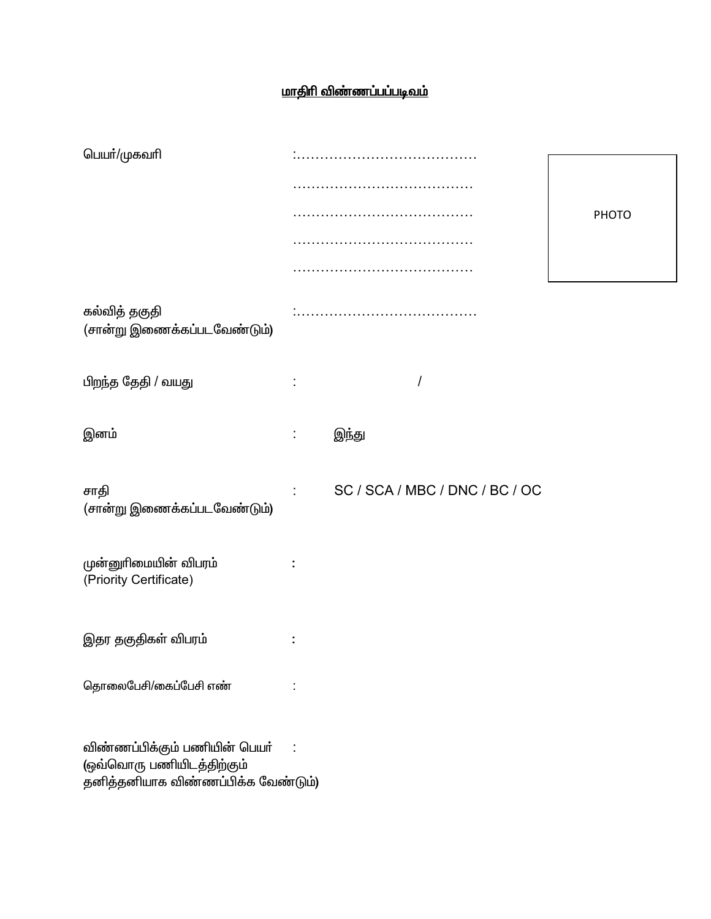<u>மாதிரி விண்ணப்பப்படிவம்</u>

பெயர்/முகவரி :......................................

......................................

......................................

......................................

......................................

PHOTO

கல்வித் தகுதி :......................................
(சான்று இணைக்கப்படவேண்டும்)

பிறந்த தேதி / வயது : /

இனம் : இந்து

சாதி : SC / SCA / MBC / DNC / BC / OC
(சான்று இணைக்கப்படவேண்டும்)

முன்னுரிமையின் விபரம் :
(Priority Certificate)

இதர தகுதிகள் விபரம் :

தொலைபேசி/கைப்பேசி எண் :

விண்ணப்பிக்கும் பணியின் பெயர் :
(ஒவ்வொரு பணியிடத்திற்கும் தனித்தனியாக விண்ணப்பிக்க வேண்டும்)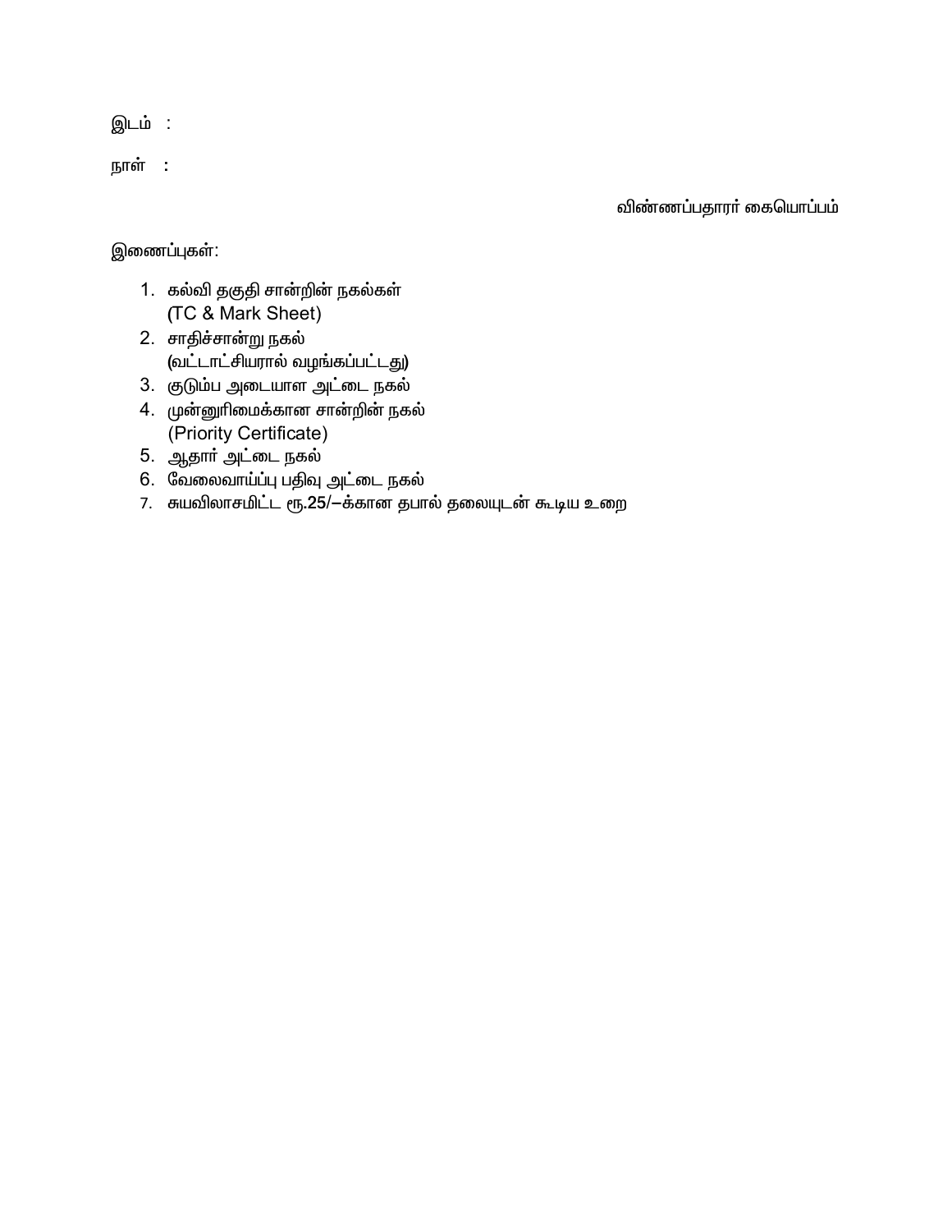இடம் :

நாள் :

விண்ணப்பதாரர் கையொப்பம்

இணைப்புகள்:

1. கல்வி தகுதி சான்றின் நகல்கள்
   (TC & Mark Sheet)
2. சாதிச்சான்று நகல்
   (வட்டாட்சியரால் வழங்கப்பட்டது)
3. குடும்ப அடையாள அட்டை நகல்
4. முன்னுரிமைக்கான சான்றின் நகல்
   (Priority Certificate)
5. ஆதார் அட்டை நகல்
6. வேலைவாய்ப்பு பதிவு அட்டை நகல்
7. சுயவிலாசமிட்ட ரூ.25/–க்கான தபால் தலையுடன் கூடிய உறை